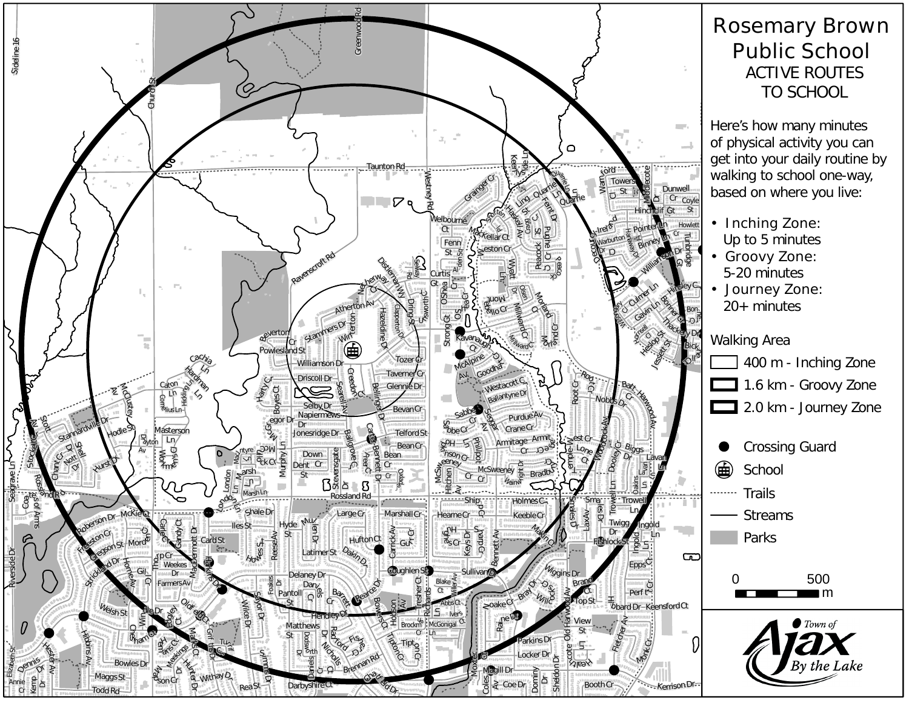# Rosemary Brown Public School

## ACTIVE ROUTES TO SCHOOL

Here's how many minutes of physical activity you can get into your daily routine by walking to school one-way, based on where you live:

- Inching Zone: Up to 5 minutes
- Groovy Zone: 5-20 minutes
- Journey Zone: 20+ minutes

**Walking Area**

- 400 m - Inching Zone
- 1.6 km - Groovy Zone
- 2.0 km - Journey Zone

- Crossing Guard
- School
- Trails
- Streams
- Parks

0 500 m

Town of Ajax By the Lake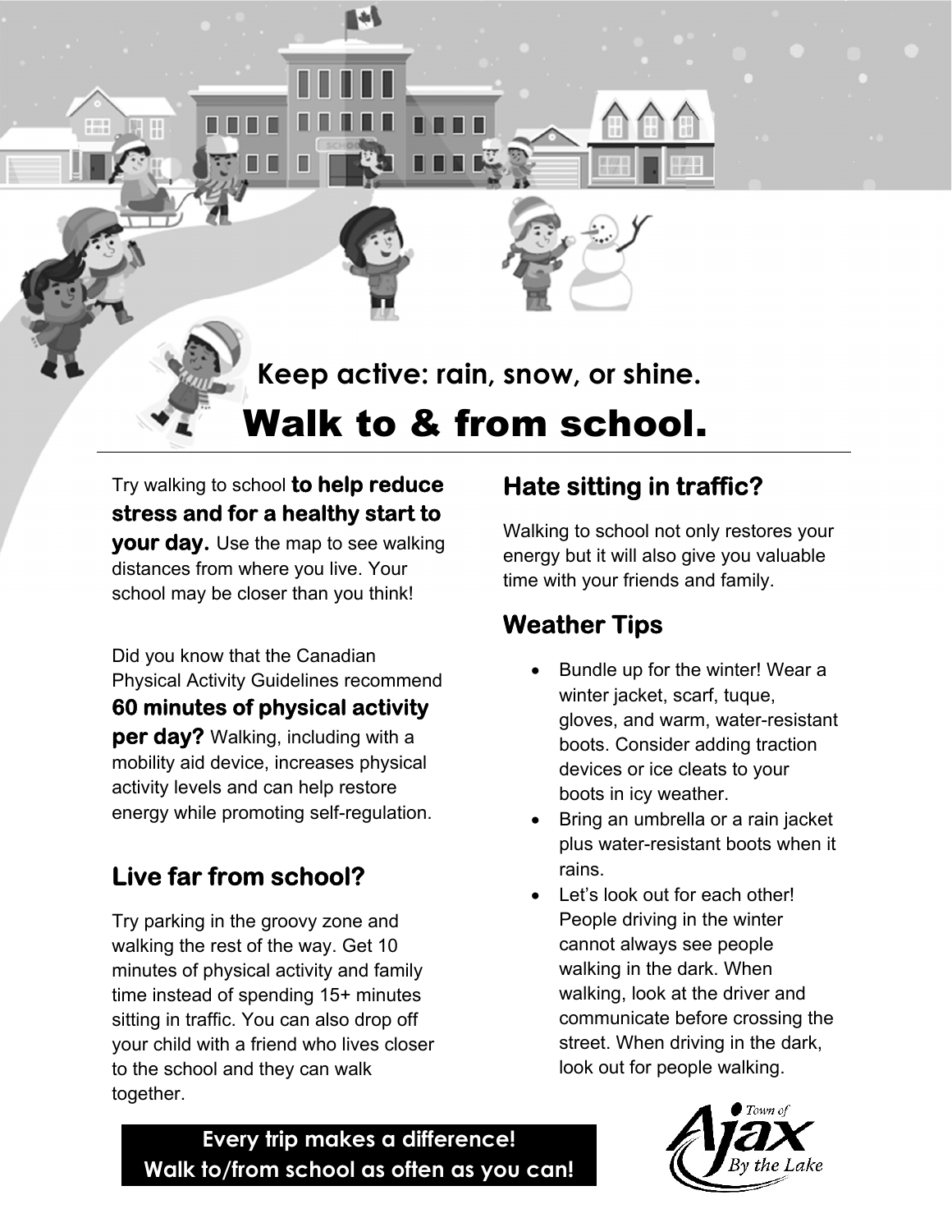Keep active: rain, snow, or shine.

# Walk to & from school.

Try walking to school **to help reduce stress and for a healthy start to your day.** Use the map to see walking distances from where you live. Your school may be closer than you think!

Did you know that the Canadian Physical Activity Guidelines recommend **60 minutes of physical activity per day?** Walking, including with a mobility aid device, increases physical activity levels and can help restore energy while promoting self-regulation.

## Live far from school?

Try parking in the groovy zone and walking the rest of the way. Get 10 minutes of physical activity and family time instead of spending 15+ minutes sitting in traffic. You can also drop off your child with a friend who lives closer to the school and they can walk together.

## Hate sitting in traffic?

Walking to school not only restores your energy but it will also give you valuable time with your friends and family.

## Weather Tips

- Bundle up for the winter! Wear a winter jacket, scarf, tuque, gloves, and warm, water-resistant boots. Consider adding traction devices or ice cleats to your boots in icy weather.
- Bring an umbrella or a rain jacket plus water-resistant boots when it rains.
- Let's look out for each other! People driving in the winter cannot always see people walking in the dark. When walking, look at the driver and communicate before crossing the street. When driving in the dark, look out for people walking.

**Every trip makes a difference!**
**Walk to/from school as often as you can!**

Town of Ajax By the Lake